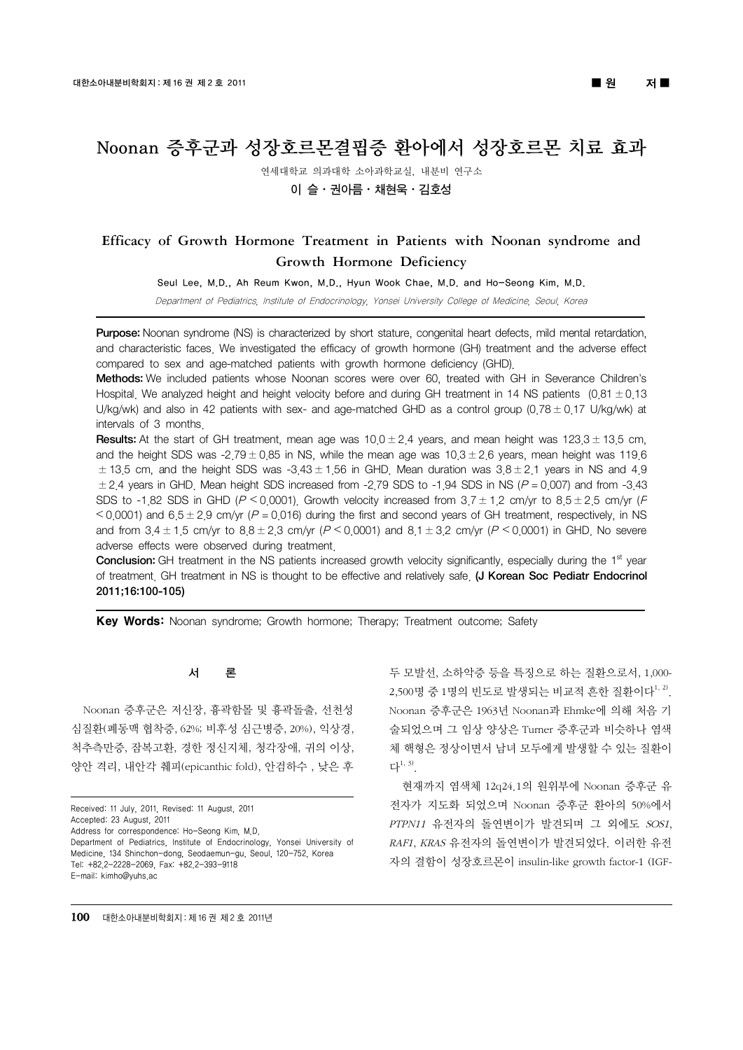■ 원 저 ■

# Noonan 증후군과 성장호르몬결핍증 환아에서 성장호르몬 치료 효과

연세대학교 의과대학 소아과학교실, 내분비 연구소

**이 슬 · 권아름 · 채현욱 · 김호성**

## Efficacy of Growth Hormone Treatment in Patients with Noonan syndrome and Growth Hormone Deficiency

Seul Lee, M.D., Ah Reum Kwon, M.D., Hyun Wook Chae, M.D. and Ho-Seong Kim, M.D.

*Department of Pediatrics, Institute of Endocrinology, Yonsei University College of Medicine, Seoul, Korea*

**Purpose:** Noonan syndrome (NS) is characterized by short stature, congenital heart defects, mild mental retardation, and characteristic faces. We investigated the efficacy of growth hormone (GH) treatment and the adverse effect compared to sex and age-matched patients with growth hormone deficiency (GHD).

**Methods:** We included patients whose Noonan scores were over 60, treated with GH in Severance Children's Hospital. We analyzed height and height velocity before and during GH treatment in 14 NS patients (0.81 ± 0.13 U/kg/wk) and also in 42 patients with sex- and age-matched GHD as a control group (0.78 ± 0.17 U/kg/wk) at intervals of 3 months.

**Results:** At the start of GH treatment, mean age was 10.0 ± 2.4 years, and mean height was 123.3 ± 13.5 cm, and the height SDS was -2.79 ± 0.85 in NS, while the mean age was 10.3 ± 2.6 years, mean height was 119.6 ± 13.5 cm, and the height SDS was -3.43 ± 1.56 in GHD. Mean duration was 3.8 ± 2.1 years in NS and 4.9 ± 2.4 years in GHD. Mean height SDS increased from -2.79 SDS to -1.94 SDS in NS ($P = 0.007$) and from -3.43 SDS to -1.82 SDS in GHD ($P < 0.0001$). Growth velocity increased from 3.7 ± 1.2 cm/yr to 8.5 ± 2.5 cm/yr ($P < 0.0001$) and 6.5 ± 2.9 cm/yr ($P = 0.016$) during the first and second years of GH treatment, respectively, in NS and from 3.4 ± 1.5 cm/yr to 8.8 ± 2.3 cm/yr ($P < 0.0001$) and 8.1 ± 3.2 cm/yr ($P < 0.0001$) in GHD. No severe adverse effects were observed during treatment.

**Conclusion:** GH treatment in the NS patients increased growth velocity significantly, especially during the 1st year of treatment. GH treatment in NS is thought to be effective and relatively safe. **(J Korean Soc Pediatr Endocrinol 2011;16:100-105)**

**Key Words:** Noonan syndrome; Growth hormone; Therapy; Treatment outcome; Safety

## 서 론

Noonan 증후군은 저신장, 흉곽함몰 및 흉곽돌출, 선천성 심질환(폐동맥 협착증, 62%; 비후성 심근병증, 20%), 익상경, 척추측만증, 잠복고환, 경한 정신지체, 청각장애, 귀의 이상, 양안 격리, 내안각 췌피(epicanthic fold), 안검하수 , 낮은 후두 모발선, 소하악증 등을 특징으로 하는 질환으로서, 1,000-2,500명 중 1명의 빈도로 발생되는 비교적 흔한 질환이다[1, 2]. Noonan 증후군은 1963년 Noonan과 Ehmke에 의해 처음 기술되었으며 그 임상 양상은 Turner 증후군과 비슷하나 염색체 핵형은 정상이면서 남녀 모두에게 발생할 수 있는 질환이다[1, 3].

현재까지 염색체 12q24.1의 원위부에 Noonan 증후군 유전자가 지도화 되었으며 Noonan 증후군 환아의 50%에서 *PTPN11* 유전자의 돌연변이가 발견되며 그 외에도 *SOS1*, *RAF1*, *KRAS* 유전자의 돌연변이가 발견되었다. 이러한 유전자의 결함이 성장호르몬이 insulin-like growth factor-1 (IGF-

Received: 11 July, 2011, Revised: 11 August, 2011
Accepted: 23 August, 2011
Address for correspondence: Ho-Seong Kim, M.D.
Department of Pediatrics, Institute of Endocrinology, Yonsei University of Medicine, 134 Shinchon-dong, Seodaemun-gu, Seoul, 120-752, Korea
Tel: +82.2-2228-2069, Fax: +82.2-393-9118
E-mail: kimho@yuhs.ac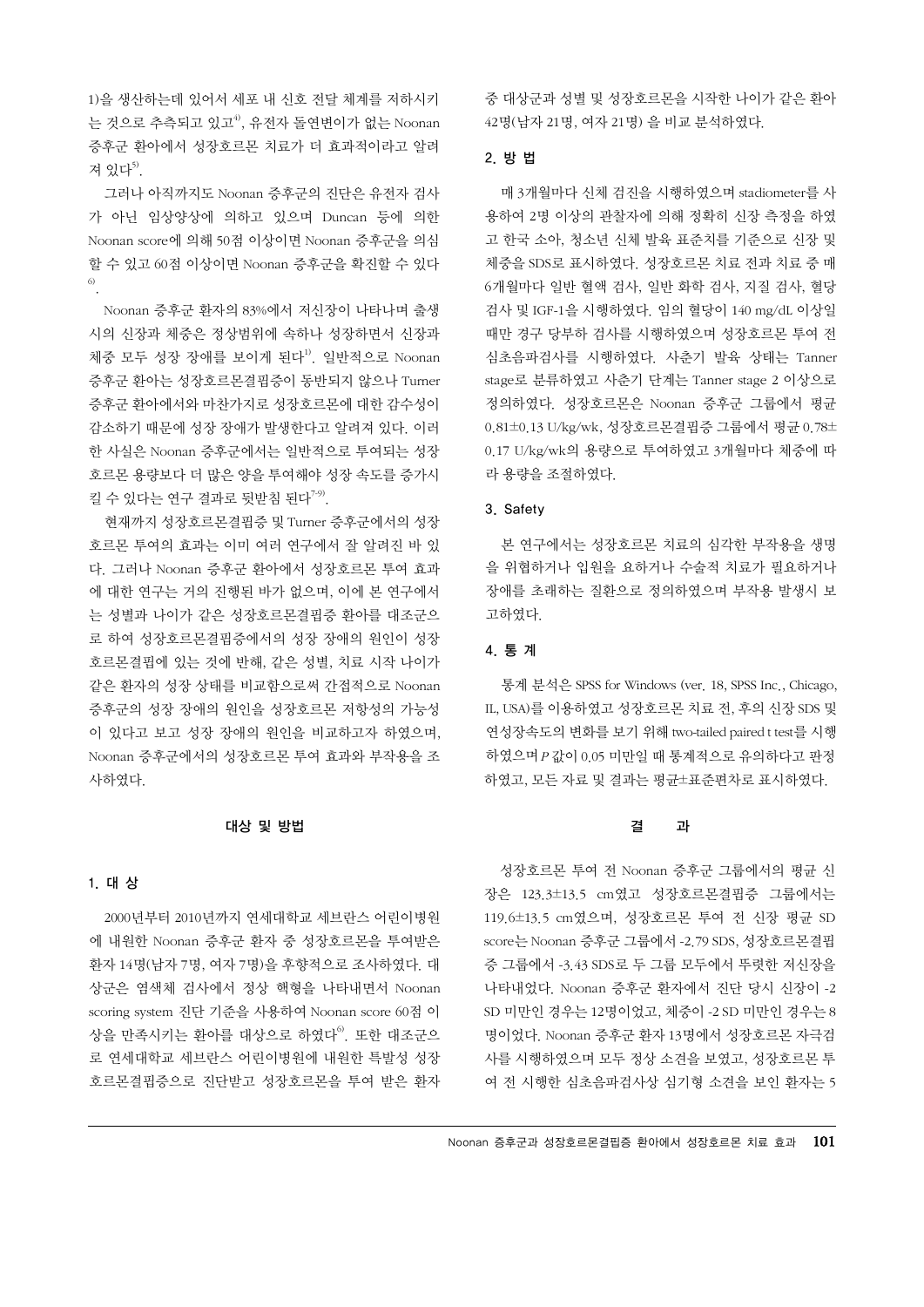1)을 생산하는데 있어서 세포 내 신호 전달 체계를 저하시키는 것으로 추측되고 있고[4], 유전자 돌연변이가 없는 Noonan 증후군 환아에서 성장호르몬 치료가 더 효과적이라고 알려져 있다[5].

그러나 아직까지도 Noonan 증후군의 진단은 유전자 검사가 아닌 임상양상에 의하고 있으며 Duncan 등에 의한 Noonan score에 의해 50점 이상이면 Noonan 증후군을 의심할 수 있고 60점 이상이면 Noonan 증후군을 확진할 수 있다[6].

Noonan 증후군 환자의 83%에서 저신장이 나타나며 출생시의 신장과 체중은 정상범위에 속하나 성장하면서 신장과 체중 모두 성장 장애를 보이게 된다[1]. 일반적으로 Noonan 증후군 환아는 성장호르몬결핍증이 동반되지 않으나 Turner 증후군 환아에서와 마찬가지로 성장호르몬에 대한 감수성이 감소하기 때문에 성장 장애가 발생한다고 알려져 있다. 이러한 사실은 Noonan 증후군에서는 일반적으로 투여되는 성장호르몬 용량보다 더 많은 양을 투여해야 성장 속도를 증가시킬 수 있다는 연구 결과로 뒷받침 된다[7-9].

현재까지 성장호르몬결핍증 및 Turner 증후군에서의 성장호르몬 투여의 효과는 이미 여러 연구에서 잘 알려진 바 있다. 그러나 Noonan 증후군 환아에서 성장호르몬 투여 효과에 대한 연구는 거의 진행된 바가 없으며, 이에 본 연구에서는 성별과 나이가 같은 성장호르몬결핍증 환아를 대조군으로 하여 성장호르몬결핍증에서의 성장 장애의 원인이 성장호르몬결핍에 있는 것에 반해, 같은 성별, 치료 시작 나이가 같은 환자의 성장 상태를 비교함으로써 간접적으로 Noonan 증후군의 성장 장애의 원인을 성장호르몬 저항성의 가능성이 있다고 보고 성장 장애의 원인을 비교하고자 하였으며, Noonan 증후군에서의 성장호르몬 투여 효과와 부작용을 조사하였다.

## 대상 및 방법

### 1. 대 상

2000년부터 2010년까지 연세대학교 세브란스 어린이병원에 내원한 Noonan 증후군 환자 중 성장호르몬을 투여받은 환자 14명(남자 7명, 여자 7명)을 후향적으로 조사하였다. 대상군은 염색체 검사에서 정상 핵형을 나타내면서 Noonan scoring system 진단 기준을 사용하여 Noonan score 60점 이상을 만족시키는 환아를 대상으로 하였다[6]. 또한 대조군으로 연세대학교 세브란스 어린이병원에 내원한 특발성 성장호르몬결핍증으로 진단받고 성장호르몬을 투여 받은 환자 중 대상군과 성별 및 성장호르몬을 시작한 나이가 같은 환아 42명(남자 21명, 여자 21명) 을 비교 분석하였다.

### 2. 방 법

매 3개월마다 신체 검진을 시행하였으며 stadiometer를 사용하여 2명 이상의 관찰자에 의해 정확히 신장 측정을 하였고 한국 소아, 청소년 신체 발육 표준치를 기준으로 신장 및 체중을 SDS로 표시하였다. 성장호르몬 치료 전과 치료 중 매 6개월마다 일반 혈액 검사, 일반 화학 검사, 지질 검사, 혈당 검사 및 IGF-1을 시행하였다. 임의 혈당이 140 mg/dL 이상일 때만 경구 당부하 검사를 시행하였으며 성장호르몬 투여 전 심초음파검사를 시행하였다. 사춘기 발육 상태는 Tanner stage로 분류하였고 사춘기 단계는 Tanner stage 2 이상으로 정의하였다. 성장호르몬은 Noonan 증후군 그룹에서 평균 0.81±0.13 U/kg/wk, 성장호르몬결핍증 그룹에서 평균 0.78±0.17 U/kg/wk의 용량으로 투여하였고 3개월마다 체중에 따라 용량을 조절하였다.

### 3. Safety

본 연구에서는 성장호르몬 치료의 심각한 부작용을 생명을 위협하거나 입원을 요하거나 수술적 치료가 필요하거나 장애를 초래하는 질환으로 정의하였으며 부작용 발생시 보고하였다.

### 4. 통 계

통계 분석은 SPSS for Windows (ver. 18, SPSS Inc., Chicago, IL, USA)를 이용하였고 성장호르몬 치료 전, 후의 신장 SDS 및 연성장속도의 변화를 보기 위해 two-tailed paired t test를 시행하였으며 $P$ 값이 0.05 미만일 때 통계적으로 유의하다고 판정하였고, 모든 자료 및 결과는 평균±표준편차로 표시하였다.

## 결 과

성장호르몬 투여 전 Noonan 증후군 그룹에서의 평균 신장은 123.3±13.5 cm였고 성장호르몬결핍증 그룹에서는 119.6±13.5 cm였으며, 성장호르몬 투여 전 신장 평균 SD score는 Noonan 증후군 그룹에서 -2.79 SDS, 성장호르몬결핍증 그룹에서 -3.43 SDS로 두 그룹 모두에서 뚜렷한 저신장을 나타내었다. Noonan 증후군 환자에서 진단 당시 신장이 -2 SD 미만인 경우는 12명이었고, 체중이 -2 SD 미만인 경우는 8명이었다. Noonan 증후군 환자 13명에서 성장호르몬 자극검사를 시행하였으며 모두 정상 소견을 보였고, 성장호르몬 투여 전 시행한 심초음파검사상 심기형 소견을 보인 환자는 5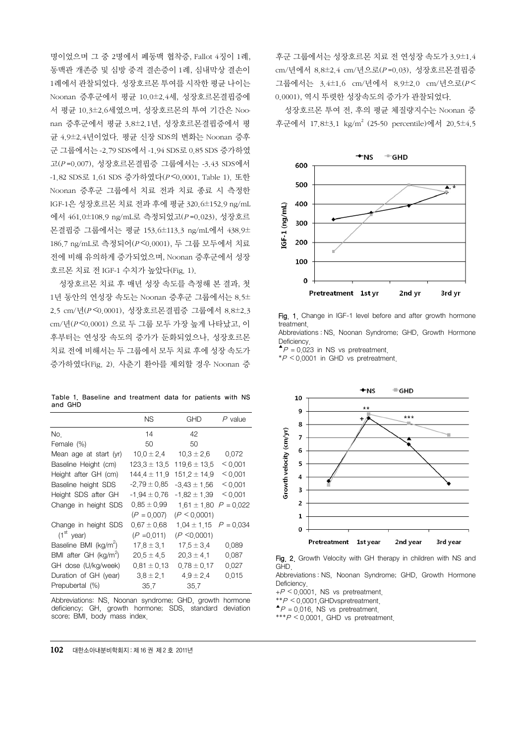명이었으며 그 중 2명에서 폐동맥 협착증, Fallot 4징이 1례, 동맥관 개존증 및 심방 중격 결손증이 1례, 심내막상 결손이 1례에서 관찰되었다. 성장호르몬 투여를 시작한 평균 나이는 Noonan 증후군에서 평균 10.0±2.4세, 성장호르몬결핍증에서 평균 10.3±2.6세였으며, 성장호르몬의 투여 기간은 Noonan 증후군에서 평균 3.8±2.1년, 성장호르몬결핍증에서 평균 4.9±2.4년이었다. 평균 신장 SDS의 변화는 Noonan 증후군 그룹에서는 -2.79 SDS에서 -1.94 SDS로 0.85 SDS 증가하였고($P$=0.007), 성장호르몬결핍증 그룹에서는 -3.43 SDS에서 -1.82 SDS로 1.61 SDS 증가하였다($P$<0.0001, Table 1). 또한 Noonan 증후군 그룹에서 치료 전과 치료 종료 시 측정한 IGF-1은 성장호르몬 치료 전과 후에 평균 320.6±152.9 ng/mL에서 461.0±108.9 ng/mL로 측정되었고($P$=0.023), 성장호르몬결핍증 그룹에서는 평균 153.6±113.3 ng/mL에서 438.9±186.7 ng/mL로 측정되어($P$<0.0001), 두 그룹 모두에서 치료 전에 비해 유의하게 증가되었으며, Noonan 증후군에서 성장호르몬 치료 전 IGF-1 수치가 높았다(Fig. 1).

성장호르몬 치료 후 매년 성장 속도를 측정해 본 결과, 첫 1년 동안의 연성장 속도는 Noonan 증후군 그룹에서는 8.5±2.5 cm/년($P$<0.0001), 성장호르몬결핍증 그룹에서 8.8±2.3 cm/년($P$<0.0001) 으로 두 그룹 모두 가장 높게 나타났고, 이 후부터는 연성장 속도의 증가가 둔화되었으나, 성장호르몬 치료 전에 비해서는 두 그룹에서 모두 치료 후에 성장 속도가 증가하였다(Fig. 2). 사춘기 환아를 제외할 경우 Noonan 증후군 그룹에서는 성장호르몬 치료 전 연성장 속도가 3.9±1.4 cm/년에서 8.8±2.4 cm/년으로($P$=0.03), 성장호르몬결핍증 그룹에서는 3.4±1.6 cm/년에서 8.9±2.0 cm/년으로($P$<0.0001), 역시 뚜렷한 성장속도의 증가가 관찰되었다.

성장호르몬 투여 전, 후의 평균 체질량지수는 Noonan 증후군에서 17.8±3.1 kg/m$^2$ (25-50 percentile)에서 20.5±4.5

Table 1. Baseline and treatment data for patients with NS and GHD

| | NS | GHD | $P$ value |
|---|---|---|---|
| No. | 14 | 42 | |
| Female (%) | 50 | 50 | |
| Mean age at start (yr) | 10.0 ± 2.4 | 10.3 ± 2.6 | 0.072 |
| Baseline Height (cm) | 123.3 ± 13.5 | 119.6 ± 13.5 | < 0.001 |
| Height after GH (cm) | 144.4 ± 11.9 | 151.2 ± 14.9 | < 0.001 |
| Baseline height SDS | -2.79 ± 0.85 | -3.43 ± 1.56 | < 0.001 |
| Height SDS after GH | -1.94 ± 0.76 | -1.82 ± 1.39 | < 0.001 |
| Change in height SDS | 0.85 ± 0.99 ($P$ = 0.007) | 1.61 ± 1.80 ($P$ < 0.0001) | $P$ = 0.022 |
| Change in height SDS (1st year) | 0.67 ± 0.68 ($P$ =0.011) | 1.04 ± 1.15 ($P$ <0.0001) | $P$ = 0.034 |
| Baseline BMI (kg/m$^2$) | 17.8 ± 3.1 | 17.5 ± 3.4 | 0.089 |
| BMI after GH (kg/m$^2$) | 20.5 ± 4.5 | 20.3 ± 4.1 | 0.087 |
| GH dose (U/kg/week) | 0.81 ± 0.13 | 0.78 ± 0.17 | 0.027 |
| Duration of GH (year) | 3.8 ± 2.1 | 4.9 ± 2.4 | 0.015 |
| Prepubertal (%) | 35.7 | 35.7 | |

Abbreviations: NS, Noonan syndrome; GHD, growth hormone deficiency; GH, growth hormone; SDS, standard deviation score; BMI, body mass index.

Fig. 1. Change in IGF-1 level before and after growth hormone treatment.
Abbreviations : NS, Noonan Syndrome; GHD, Growth Hormone Deficiency.
▲$P$ = 0.023 in NS vs pretreatment.
*$P$ < 0.0001 in GHD vs pretreatment.

Fig. 2. Growth Velocity with GH therapy in children with NS and GHD.
Abbreviations : NS, Noonan Syndrome; GHD, Growth Hormone Deficiency.
+$P$ < 0.0001, NS vs pretreatment.
**$P$ < 0.0001,GHDvspretreatment.
▲$P$ = 0.016, NS vs pretreatment.
***$P$ < 0.0001, GHD vs pretreatment.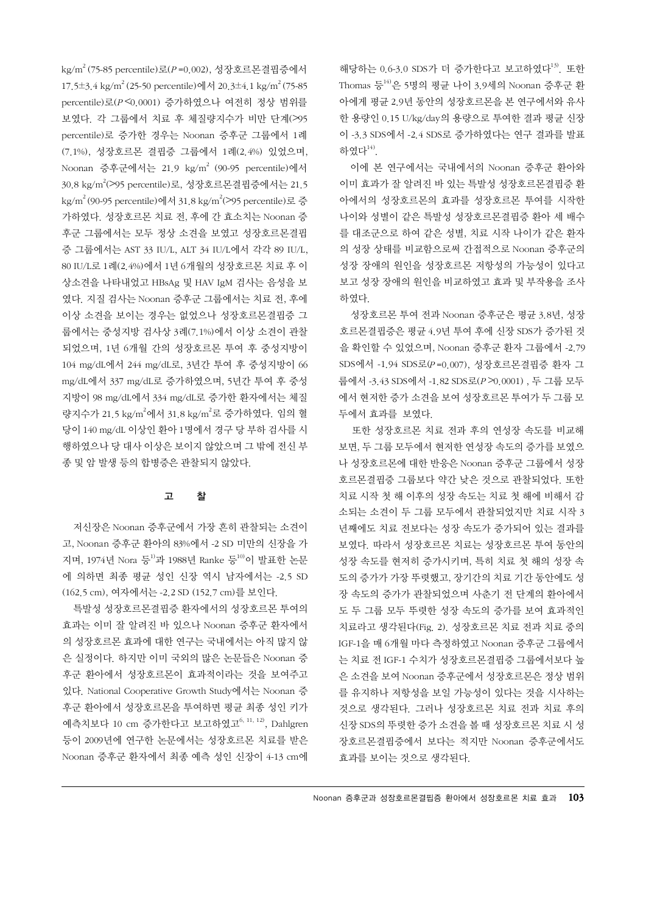$kg/m^2$ (75-85 percentile)로($P$=0.002), 성장호르몬결핍증에서 17.5±3.4 $kg/m^2$ (25-50 percentile)에서 20.3±4.1 $kg/m^2$ (75-85 percentile)로($P$<0.0001) 증가하였으나 여전히 정상 범위를 보였다. 각 그룹에서 치료 후 체질량지수가 비만 단계(>95 percentile)로 증가한 경우는 Noonan 증후군 그룹에서 1례(7.1%), 성장호르몬 결핍증 그룹에서 1례(2.4%) 있었으며, Noonan 증후군에서는 21.9 $kg/m^2$ (90-95 percentile)에서 30.8 $kg/m^2$(>95 percentile)로, 성장호르몬결핍증에서는 21.5 $kg/m^2$ (90-95 percentile)에서 31.8 $kg/m^2$(>95 percentile)로 증가하였다. 성장호르몬 치료 전, 후에 간 효소치는 Noonan 증후군 그룹에서는 모두 정상 소견을 보였고 성장호르몬결핍증 그룹에서는 AST 33 IU/L, ALT 34 IU/L에서 각각 89 IU/L, 80 IU/L로 1례(2.4%)에서 1년 6개월의 성장호르몬 치료 후 이상소견을 나타내었고 HBsAg 및 HAV IgM 검사는 음성을 보였다. 지질 검사는 Noonan 증후군 그룹에서는 치료 전, 후에 이상 소견을 보이는 경우는 없었으나 성장호르몬결핍증 그룹에서는 중성지방 검사상 3례(7.1%)에서 이상 소견이 관찰되었으며, 1년 6개월 간의 성장호르몬 투여 후 중성지방이 104 mg/dL에서 244 mg/dL로, 3년간 투여 후 중성지방이 66 mg/dL에서 337 mg/dL로 증가하였으며, 5년간 투여 후 중성지방이 98 mg/dL에서 334 mg/dL로 증가한 환자에서는 체질량지수가 21.5 $kg/m^2$에서 31.8 $kg/m^2$로 증가하였다. 임의 혈당이 140 mg/dL 이상인 환아 1명에서 경구 당 부하 검사를 시행하였으나 당 대사 이상은 보이지 않았으며 그 밖에 전신 부종 및 암 발생 등의 합병증은 관찰되지 않았다.

## 고 찰

저신장은 Noonan 증후군에서 가장 흔히 관찰되는 소견이고, Noonan 증후군 환아의 83%에서 -2 SD 미만의 신장을 가지며, 1974년 Nora 등[1]과 1988년 Ranke 등[10]이 발표한 논문에 의하면 최종 평균 성인 신장 역시 남자에서는 -2.5 SD (162.5 cm), 여자에서는 -2.2 SD (152.7 cm)를 보인다.

특발성 성장호르몬결핍증 환자에서의 성장호르몬 투여의 효과는 이미 잘 알려진 바 있으나 Noonan 증후군 환자에서의 성장호르몬 효과에 대한 연구는 국내에서는 아직 많지 않은 실정이다. 하지만 이미 국외의 많은 논문들은 Noonan 증후군 환아에서 성장호르몬이 효과적이라는 것을 보여주고 있다. National Cooperative Growth Study에서는 Noonan 증후군 환아에서 성장호르몬을 투여하면 평균 최종 성인 키가 예측치보다 10 cm 증가한다고 보고하였고[6, 11, 12], Dahlgren 등이 2009년에 연구한 논문에서는 성장호르몬 치료를 받은 Noonan 증후군 환자에서 최종 예측 성인 신장이 4-13 cm에 해당하는 0.6-3.0 SDS가 더 증가한다고 보고하였다[13]. 또한 Thomas 등[14]은 5명의 평균 나이 3.9세의 Noonan 증후군 환아에게 평균 2.9년 동안의 성장호르몬을 본 연구에서와 유사한 용량인 0.15 U/kg/day의 용량으로 투여한 결과 평균 신장이 -3.3 SDS에서 -2.4 SDS로 증가하였다는 연구 결과를 발표하였다[14].

이에 본 연구에서는 국내에서의 Noonan 증후군 환아와 이미 효과가 잘 알려진 바 있는 특발성 성장호르몬결핍증 환아에서의 성장호르몬의 효과를 성장호르몬 투여를 시작한 나이와 성별이 같은 특발성 성장호르몬결핍증 환아 세 배수를 대조군으로 하여 같은 성별, 치료 시작 나이가 같은 환자의 성장 상태를 비교함으로써 간접적으로 Noonan 증후군의 성장 장애의 원인을 성장호르몬 저항성의 가능성이 있다고 보고 성장 장애의 원인을 비교하였고 효과 및 부작용을 조사하였다.

성장호르몬 투여 전과 Noonan 증후군은 평균 3.8년, 성장호르몬결핍증은 평균 4.9년 투여 후에 신장 SDS가 증가된 것을 확인할 수 있었으며, Noonan 증후군 환자 그룹에서 -2.79 SDS에서 -1.94 SDS로($P$=0.007), 성장호르몬결핍증 환자 그룹에서 -3.43 SDS에서 -1.82 SDS로($P$>0.0001) , 두 그룹 모두에서 현저한 증가 소견을 보여 성장호르몬 투여가 두 그룹 모두에서 효과를 보였다.

또한 성장호르몬 치료 전과 후의 연성장 속도를 비교해 보면, 두 그룹 모두에서 현저한 연성장 속도의 증가를 보였으나 성장호르몬에 대한 반응은 Noonan 증후군 그룹에서 성장호르몬결핍증 그룹보다 약간 낮은 것으로 관찰되었다. 또한 치료 시작 첫 해 이후의 성장 속도는 치료 첫 해에 비해서 감소되는 소견이 두 그룹 모두에서 관찰되었지만 치료 시작 3년째에도 치료 전보다는 성장 속도가 증가되어 있는 결과를 보였다. 따라서 성장호르몬 치료는 성장호르몬 투여 동안의 성장 속도를 현저히 증가시키며, 특히 치료 첫 해의 성장 속도의 증가가 가장 뚜렷했고, 장기간의 치료 기간 동안에도 성장 속도의 증가가 관찰되었으며 사춘기 전 단계의 환아에서도 두 그룹 모두 뚜렷한 성장 속도의 증가를 보여 효과적인 치료라고 생각된다(Fig. 2). 성장호르몬 치료 전과 치료 중의 IGF-1을 매 6개월 마다 측정하였고 Noonan 증후군 그룹에서는 치료 전 IGF-1 수치가 성장호르몬결핍증 그룹에서보다 높은 소견을 보여 Noonan 증후군에서 성장호르몬은 정상 범위를 유지하나 저항성을 보일 가능성이 있다는 것을 시사하는 것으로 생각된다. 그러나 성장호르몬 치료 전과 치료 후의 신장 SDS의 뚜렷한 증가 소견을 볼 때 성장호르몬 치료 시 성장호르몬결핍증에서 보다는 적지만 Noonan 증후군에서도 효과를 보이는 것으로 생각된다.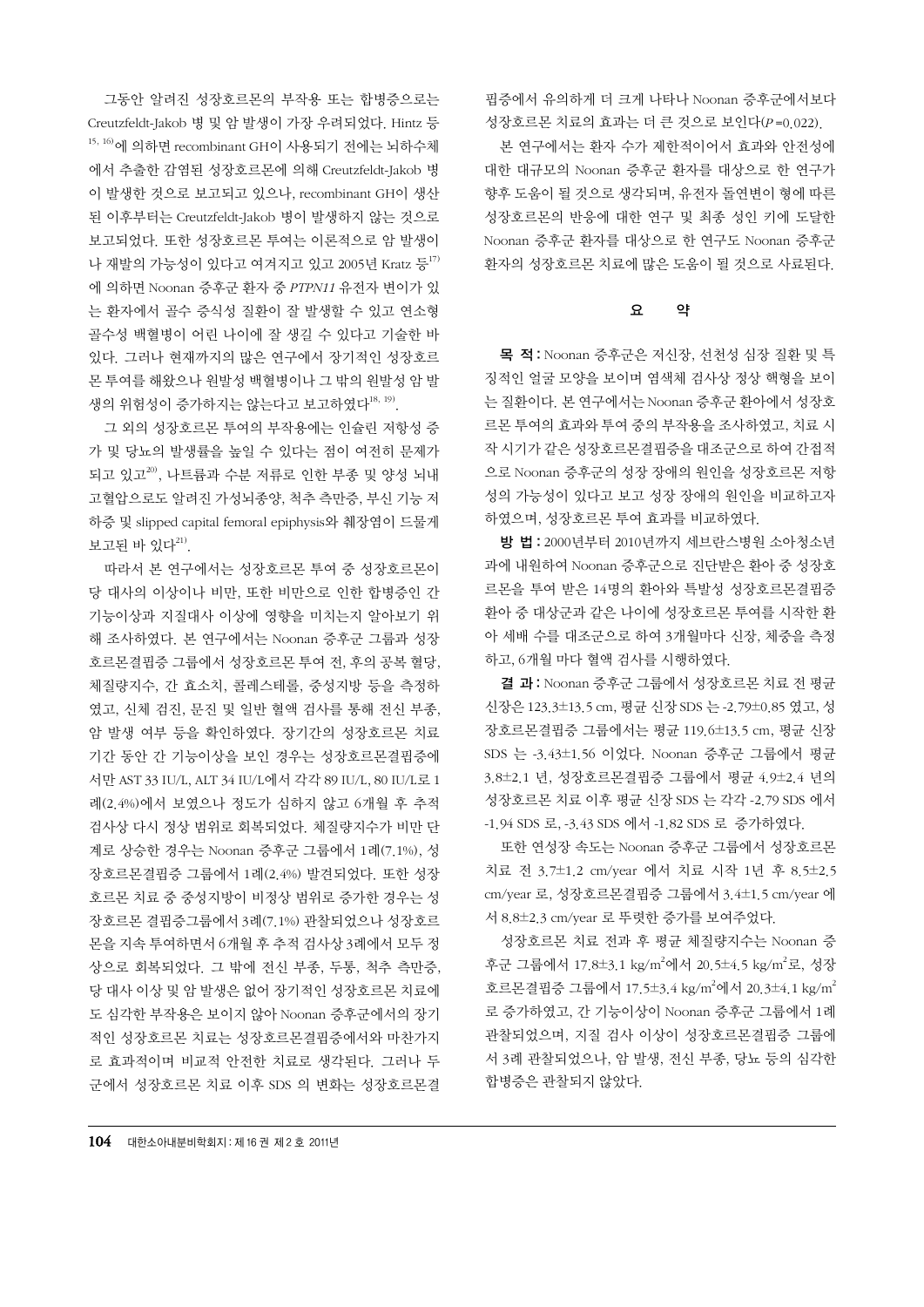그동안 알려진 성장호르몬의 부작용 또는 합병증으로는 Creutzfeldt-Jakob 병 및 암 발생이 가장 우려되었다. Hintz 등[15, 16]에 의하면 recombinant GH이 사용되기 전에는 뇌하수체에서 추출한 감염된 성장호르몬에 의해 Creutzfeldt-Jakob 병이 발생한 것으로 보고되고 있으나, recombinant GH이 생산된 이후부터는 Creutzfeldt-Jakob 병이 발생하지 않는 것으로 보고되었다. 또한 성장호르몬 투여는 이론적으로 암 발생이나 재발의 가능성이 있다고 여겨지고 있고 2005년 Kratz 등[17]에 의하면 Noonan 증후군 환자 중 *PTPN11* 유전자 변이가 있는 환자에서 골수 증식성 질환이 잘 발생할 수 있고 연소형 골수성 백혈병이 어린 나이에 잘 생길 수 있다고 기술한 바 있다. 그러나 현재까지의 많은 연구에서 장기적인 성장호르몬 투여를 해왔으나 원발성 백혈병이나 그 밖의 원발성 암 발생의 위험성이 증가하지는 않는다고 보고하였다[18, 19].

그 외의 성장호르몬 투여의 부작용에는 인슐린 저항성 증가 및 당뇨의 발생률을 높일 수 있다는 점이 여전히 문제가 되고 있고[20], 나트륨과 수분 저류로 인한 부종 및 양성 뇌내 고혈압으로도 알려진 가성뇌종양, 척추 측만증, 부신 기능 저하증 및 slipped capital femoral epiphysis와 췌장염이 드물게 보고된 바 있다[21].

따라서 본 연구에서는 성장호르몬 투여 중 성장호르몬이 당 대사의 이상이나 비만, 또한 비만으로 인한 합병증인 간 기능이상과 지질대사 이상에 영향을 미치는지 알아보기 위해 조사하였다. 본 연구에서는 Noonan 증후군 그룹과 성장호르몬결핍증 그룹에서 성장호르몬 투여 전, 후의 공복 혈당, 체질량지수, 간 효소치, 콜레스테롤, 중성지방 등을 측정하였고, 신체 검진, 문진 및 일반 혈액 검사를 통해 전신 부종, 암 발생 여부 등을 확인하였다. 장기간의 성장호르몬 치료 기간 동안 간 기능이상을 보인 경우는 성장호르몬결핍증에서만 AST 33 IU/L, ALT 34 IU/L에서 각각 89 IU/L, 80 IU/L로 1례(2.4%)에서 보였으나 정도가 심하지 않고 6개월 후 추적 검사상 다시 정상 범위로 회복되었다. 체질량지수가 비만 단계로 상승한 경우는 Noonan 증후군 그룹에서 1례(7.1%), 성장호르몬결핍증 그룹에서 1례(2.4%) 발견되었다. 또한 성장호르몬 치료 중 중성지방이 비정상 범위로 증가한 경우는 성장호르몬 결핍증그룹에서 3례(7.1%) 관찰되었으나 성장호르몬을 지속 투여하면서 6개월 후 추적 검사상 3례에서 모두 정상으로 회복되었다. 그 밖에 전신 부종, 두통, 척추 측만증, 당 대사 이상 및 암 발생은 없어 장기적인 성장호르몬 치료에도 심각한 부작용은 보이지 않아 Noonan 증후군에서의 장기적인 성장호르몬 치료는 성장호르몬결핍증에서와 마찬가지로 효과적이며 비교적 안전한 치료로 생각된다. 그러나 두 군에서 성장호르몬 치료 이후 SDS 의 변화는 성장호르몬결핍증에서 유의하게 더 크게 나타나 Noonan 증후군에서보다 성장호르몬 치료의 효과는 더 큰 것으로 보인다($P$=0.022).

본 연구에서는 환자 수가 제한적이어서 효과와 안전성에 대한 대규모의 Noonan 증후군 환자를 대상으로 한 연구가 향후 도움이 될 것으로 생각되며, 유전자 돌연변이 형에 따른 성장호르몬의 반응에 대한 연구 및 최종 성인 키에 도달한 Noonan 증후군 환자를 대상으로 한 연구도 Noonan 증후군 환자의 성장호르몬 치료에 많은 도움이 될 것으로 사료된다.

## 요　약

**목 적 :** Noonan 증후군은 저신장, 선천성 심장 질환 및 특징적인 얼굴 모양을 보이며 염색체 검사상 정상 핵형을 보이는 질환이다. 본 연구에서는 Noonan 증후군 환아에서 성장호르몬 투여의 효과와 투여 중의 부작용을 조사하였고, 치료 시작 시기가 같은 성장호르몬결핍증을 대조군으로 하여 간접적으로 Noonan 증후군의 성장 장애의 원인을 성장호르몬 저항성의 가능성이 있다고 보고 성장 장애의 원인을 비교하고자 하였으며, 성장호르몬 투여 효과를 비교하였다.

**방 법 :** 2000년부터 2010년까지 세브란스병원 소아청소년과에 내원하여 Noonan 증후군으로 진단받은 환아 중 성장호르몬을 투여 받은 14명의 환아와 특발성 성장호르몬결핍증 환아 중 대상군과 같은 나이에 성장호르몬 투여를 시작한 환아 세배 수를 대조군으로 하여 3개월마다 신장, 체중을 측정하고, 6개월 마다 혈액 검사를 시행하였다.

**결 과 :** Noonan 증후군 그룹에서 성장호르몬 치료 전 평균 신장은 123.3±13.5 cm, 평균 신장 SDS 는 -2.79±0.85 였고, 성장호르몬결핍증 그룹에서는 평균 119.6±13.5 cm, 평균 신장 SDS 는 -3.43±1.56 이었다. Noonan 증후군 그룹에서 평균 3.8±2.1 년, 성장호르몬결핍증 그룹에서 평균 4.9±2.4 년의 성장호르몬 치료 이후 평균 신장 SDS 는 각각 -2.79 SDS 에서 -1.94 SDS 로, -3.43 SDS 에서 -1.82 SDS 로 증가하였다.

또한 연성장 속도는 Noonan 증후군 그룹에서 성장호르몬 치료 전 3.7±1.2 cm/year 에서 치료 시작 1년 후 8.5±2.5 cm/year 로, 성장호르몬결핍증 그룹에서 3.4±1.5 cm/year 에서 8.8±2.3 cm/year 로 뚜렷한 증가를 보여주었다.

성장호르몬 치료 전과 후 평균 체질량지수는 Noonan 증후군 그룹에서 17.8±3.1 kg/m$^2$에서 20.5±4.5 kg/m$^2$로, 성장호르몬결핍증 그룹에서 17.5±3.4 kg/m$^2$에서 20.3±4.1 kg/m$^2$로 증가하였고, 간 기능이상이 Noonan 증후군 그룹에서 1례 관찰되었으며, 지질 검사 이상이 성장호르몬결핍증 그룹에서 3례 관찰되었으나, 암 발생, 전신 부종, 당뇨 등의 심각한 합병증은 관찰되지 않았다.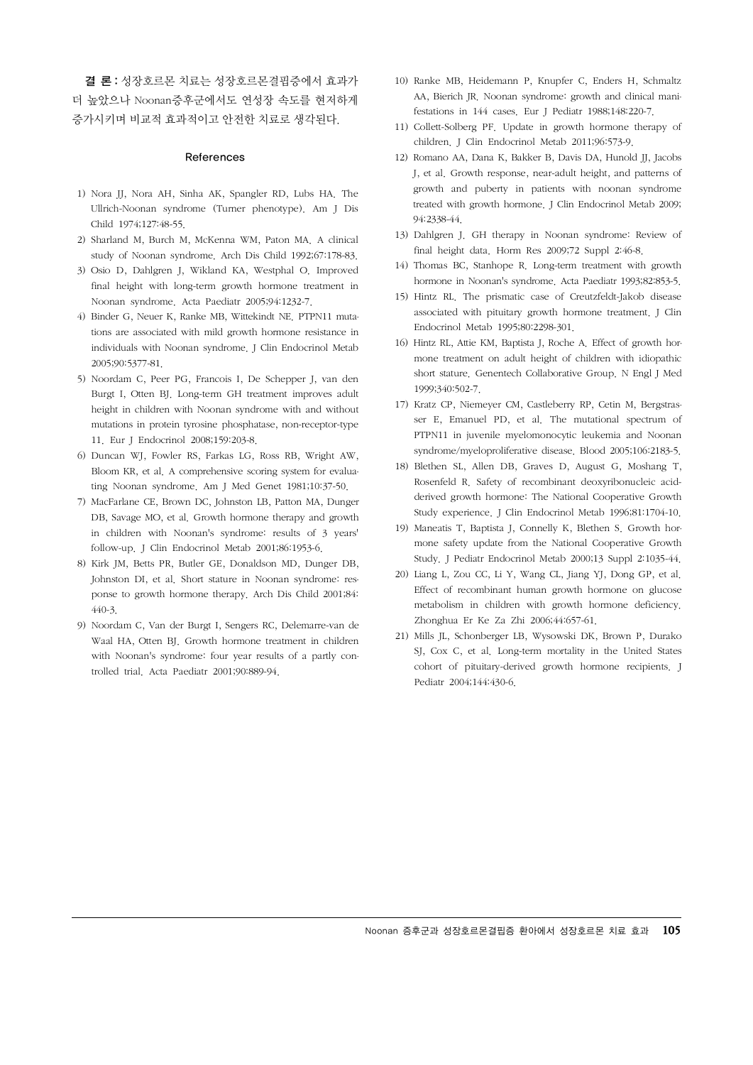**결 론:** 성장호르몬 치료는 성장호르몬결핍증에서 효과가 더 높았으나 Noonan증후군에서도 연성장 속도를 현저하게 증가시키며 비교적 효과적이고 안전한 치료로 생각된다.

## References

1) Nora JJ, Nora AH, Sinha AK, Spangler RD, Lubs HA. The Ullrich-Noonan syndrome (Turner phenotype). Am J Dis Child 1974;127:48-55.
2) Sharland M, Burch M, McKenna WM, Paton MA. A clinical study of Noonan syndrome. Arch Dis Child 1992;67:178-83.
3) Osio D, Dahlgren J, Wikland KA, Westphal O. Improved final height with long-term growth hormone treatment in Noonan syndrome. Acta Paediatr 2005;94:1232-7.
4) Binder G, Neuer K, Ranke MB, Wittekindt NE. PTPN11 mutations are associated with mild growth hormone resistance in individuals with Noonan syndrome. J Clin Endocrinol Metab 2005;90:5377-81.
5) Noordam C, Peer PG, Francois I, De Schepper J, van den Burgt I, Otten BJ. Long-term GH treatment improves adult height in children with Noonan syndrome with and without mutations in protein tyrosine phosphatase, non-receptor-type 11. Eur J Endocrinol 2008;159:203-8.
6) Duncan WJ, Fowler RS, Farkas LG, Ross RB, Wright AW, Bloom KR, et al. A comprehensive scoring system for evaluating Noonan syndrome. Am J Med Genet 1981;10:37-50.
7) MacFarlane CE, Brown DC, Johnston LB, Patton MA, Dunger DB, Savage MO, et al. Growth hormone therapy and growth in children with Noonan's syndrome: results of 3 years' follow-up. J Clin Endocrinol Metab 2001;86:1953-6.
8) Kirk JM, Betts PR, Butler GE, Donaldson MD, Dunger DB, Johnston DI, et al. Short stature in Noonan syndrome: response to growth hormone therapy. Arch Dis Child 2001;84:440-3.
9) Noordam C, Van der Burgt I, Sengers RC, Delemarre-van de Waal HA, Otten BJ. Growth hormone treatment in children with Noonan's syndrome: four year results of a partly controlled trial. Acta Paediatr 2001;90:889-94.
10) Ranke MB, Heidemann P, Knupfer C, Enders H, Schmaltz AA, Bierich JR. Noonan syndrome: growth and clinical manifestations in 144 cases. Eur J Pediatr 1988;148:220-7.
11) Collett-Solberg PF. Update in growth hormone therapy of children. J Clin Endocrinol Metab 2011;96:573-9.
12) Romano AA, Dana K, Bakker B, Davis DA, Hunold JJ, Jacobs J, et al. Growth response, near-adult height, and patterns of growth and puberty in patients with noonan syndrome treated with growth hormone. J Clin Endocrinol Metab 2009;94:2338-44.
13) Dahlgren J. GH therapy in Noonan syndrome: Review of final height data. Horm Res 2009;72 Suppl 2:46-8.
14) Thomas BC, Stanhope R. Long-term treatment with growth hormone in Noonan's syndrome. Acta Paediatr 1993;82:853-5.
15) Hintz RL. The prismatic case of Creutzfeldt-Jakob disease associated with pituitary growth hormone treatment. J Clin Endocrinol Metab 1995;80:2298-301.
16) Hintz RL, Attie KM, Baptista J, Roche A. Effect of growth hormone treatment on adult height of children with idiopathic short stature. Genentech Collaborative Group. N Engl J Med 1999;340:502-7.
17) Kratz CP, Niemeyer CM, Castleberry RP, Cetin M, Bergstrasser E, Emanuel PD, et al. The mutational spectrum of PTPN11 in juvenile myelomonocytic leukemia and Noonan syndrome/myeloproliferative disease. Blood 2005;106:2183-5.
18) Blethen SL, Allen DB, Graves D, August G, Moshang T, Rosenfeld R. Safety of recombinant deoxyribonucleic acid-derived growth hormone: The National Cooperative Growth Study experience. J Clin Endocrinol Metab 1996;81:1704-10.
19) Maneatis T, Baptista J, Connelly K, Blethen S. Growth hormone safety update from the National Cooperative Growth Study. J Pediatr Endocrinol Metab 2000;13 Suppl 2:1035-44.
20) Liang L, Zou CC, Li Y, Wang CL, Jiang YJ, Dong GP, et al. Effect of recombinant human growth hormone on glucose metabolism in children with growth hormone deficiency. Zhonghua Er Ke Za Zhi 2006;44:657-61.
21) Mills JL, Schonberger LB, Wysowski DK, Brown P, Durako SJ, Cox C, et al. Long-term mortality in the United States cohort of pituitary-derived growth hormone recipients. J Pediatr 2004;144:430-6.